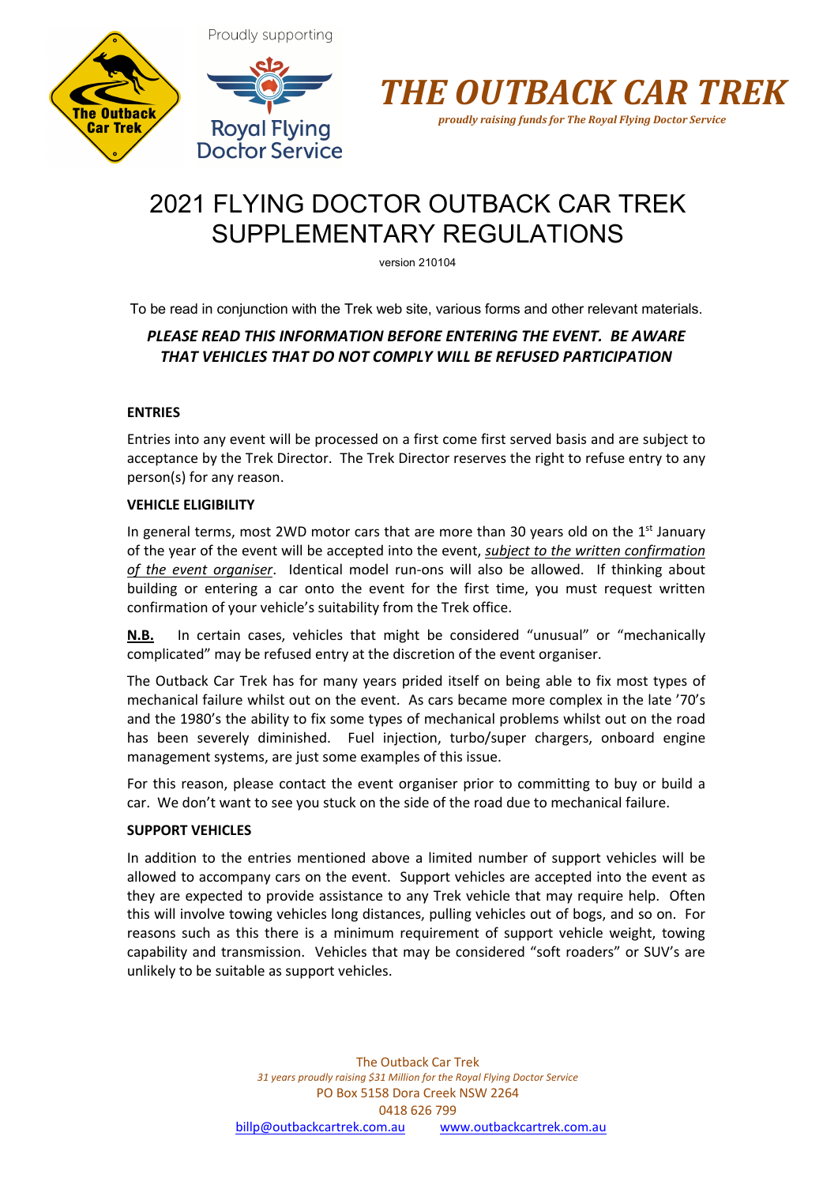Proudly supporting

# THE OUTBACK CAR TREK

*proudly raising funds for The Royal Flying Doctor Service*

# 2021 FLYING DOCTOR OUTBACK CAR TREK SUPPLEMENTARY REGULATIONS

version 210104

To be read in conjunction with the Trek web site, various forms and other relevant materials.

***PLEASE READ THIS INFORMATION BEFORE ENTERING THE EVENT. BE AWARE THAT VEHICLES THAT DO NOT COMPLY WILL BE REFUSED PARTICIPATION***

## ENTRIES

Entries into any event will be processed on a first come first served basis and are subject to acceptance by the Trek Director. The Trek Director reserves the right to refuse entry to any person(s) for any reason.

## VEHICLE ELIGIBILITY

In general terms, most 2WD motor cars that are more than 30 years old on the 1st January of the year of the event will be accepted into the event, ***subject to the written confirmation of the event organiser***. Identical model run-ons will also be allowed. If thinking about building or entering a car onto the event for the first time, you must request written confirmation of your vehicle's suitability from the Trek office.

**N.B.** In certain cases, vehicles that might be considered "unusual" or "mechanically complicated" may be refused entry at the discretion of the event organiser.

The Outback Car Trek has for many years prided itself on being able to fix most types of mechanical failure whilst out on the event. As cars became more complex in the late '70's and the 1980's the ability to fix some types of mechanical problems whilst out on the road has been severely diminished. Fuel injection, turbo/super chargers, onboard engine management systems, are just some examples of this issue.

For this reason, please contact the event organiser prior to committing to buy or build a car. We don't want to see you stuck on the side of the road due to mechanical failure.

## SUPPORT VEHICLES

In addition to the entries mentioned above a limited number of support vehicles will be allowed to accompany cars on the event. Support vehicles are accepted into the event as they are expected to provide assistance to any Trek vehicle that may require help. Often this will involve towing vehicles long distances, pulling vehicles out of bogs, and so on. For reasons such as this there is a minimum requirement of support vehicle weight, towing capability and transmission. Vehicles that may be considered "soft roaders" or SUV's are unlikely to be suitable as support vehicles.

The Outback Car Trek
*31 years proudly raising $31 Million for the Royal Flying Doctor Service*
PO Box 5158 Dora Creek NSW 2264
0418 626 799
billp@outbackcartrek.com.au www.outbackcartrek.com.au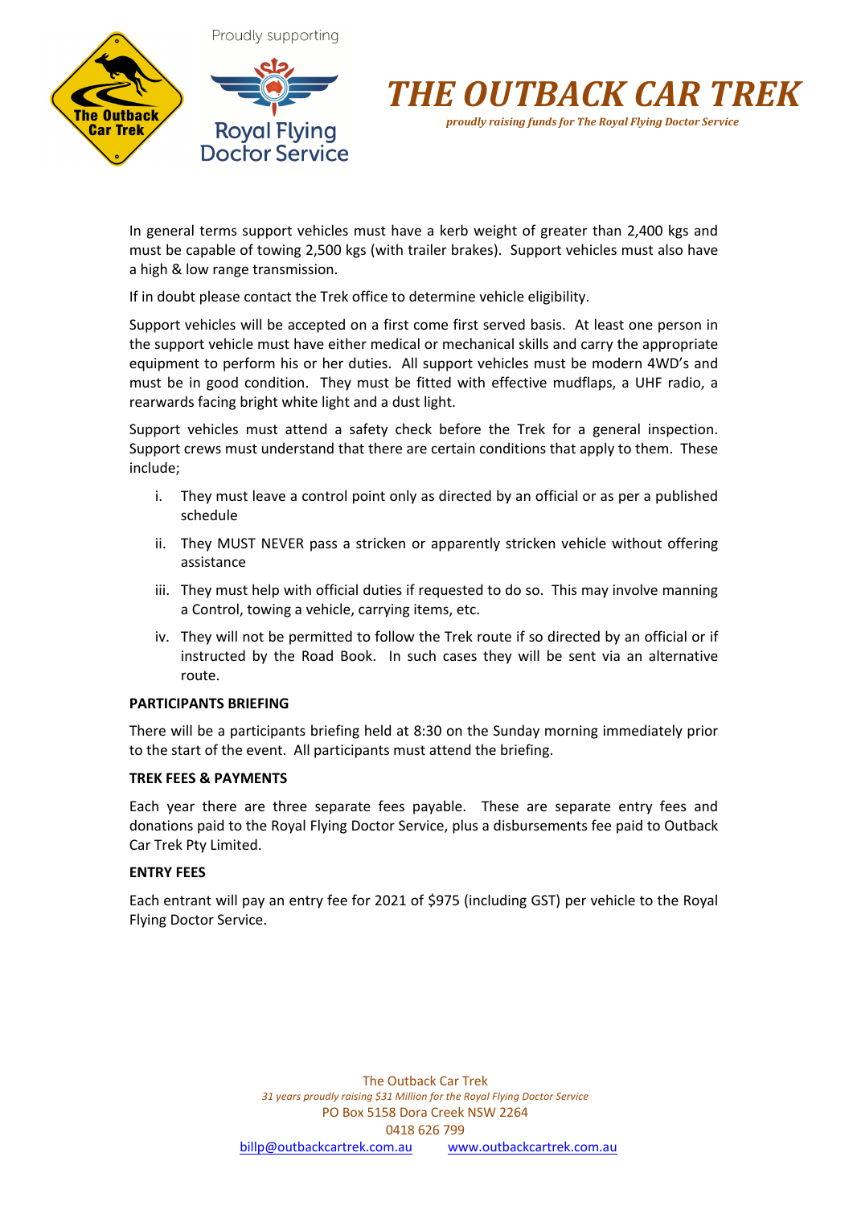In general terms support vehicles must have a kerb weight of greater than 2,400 kgs and must be capable of towing 2,500 kgs (with trailer brakes). Support vehicles must also have a high & low range transmission.

If in doubt please contact the Trek office to determine vehicle eligibility.

Support vehicles will be accepted on a first come first served basis. At least one person in the support vehicle must have either medical or mechanical skills and carry the appropriate equipment to perform his or her duties. All support vehicles must be modern 4WD's and must be in good condition. They must be fitted with effective mudflaps, a UHF radio, a rearwards facing bright white light and a dust light.

Support vehicles must attend a safety check before the Trek for a general inspection. Support crews must understand that there are certain conditions that apply to them. These include;

i. They must leave a control point only as directed by an official or as per a published schedule

ii. They MUST NEVER pass a stricken or apparently stricken vehicle without offering assistance

iii. They must help with official duties if requested to do so. This may involve manning a Control, towing a vehicle, carrying items, etc.

iv. They will not be permitted to follow the Trek route if so directed by an official or if instructed by the Road Book. In such cases they will be sent via an alternative route.

**PARTICIPANTS BRIEFING**

There will be a participants briefing held at 8:30 on the Sunday morning immediately prior to the start of the event. All participants must attend the briefing.

**TREK FEES & PAYMENTS**

Each year there are three separate fees payable. These are separate entry fees and donations paid to the Royal Flying Doctor Service, plus a disbursements fee paid to Outback Car Trek Pty Limited.

**ENTRY FEES**

Each entrant will pay an entry fee for 2021 of $975 (including GST) per vehicle to the Royal Flying Doctor Service.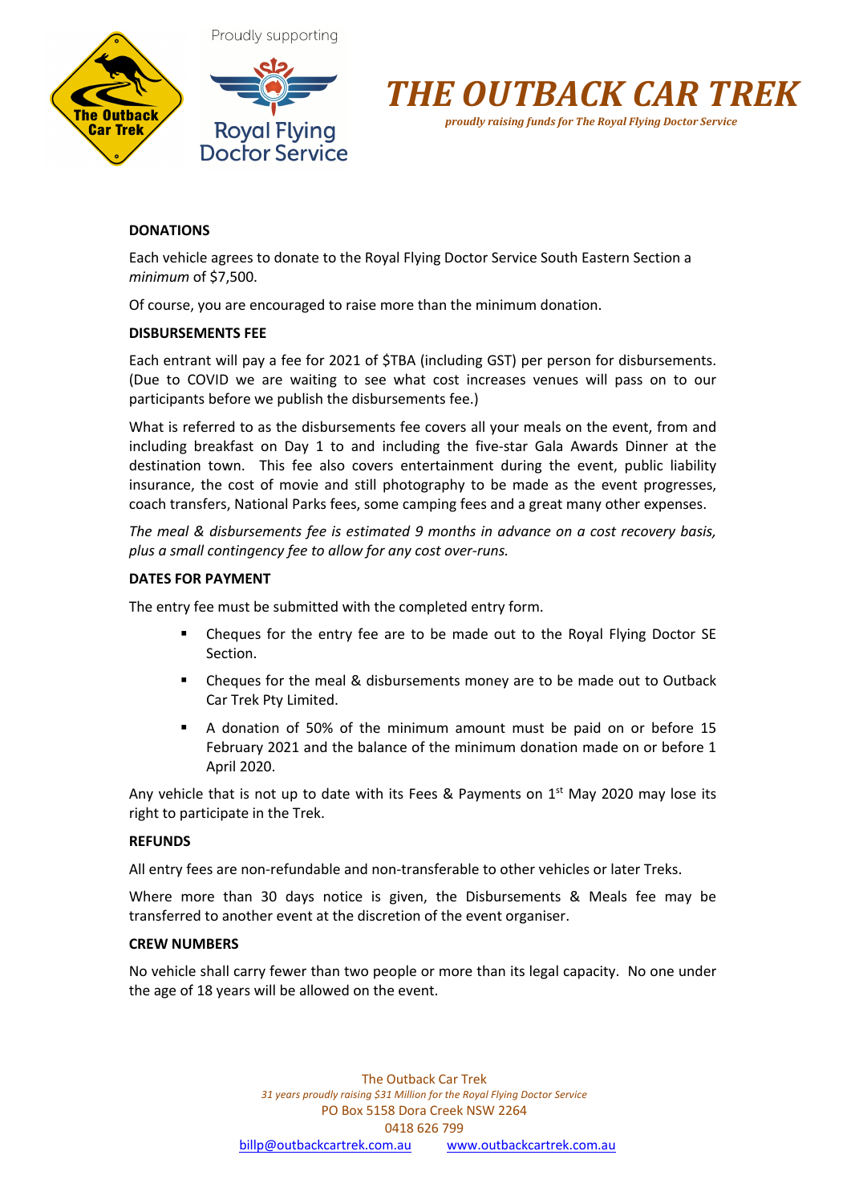Proudly supporting

# THE OUTBACK CAR TREK

*proudly raising funds for The Royal Flying Doctor Service*

**DONATIONS**

Each vehicle agrees to donate to the Royal Flying Doctor Service South Eastern Section a *minimum* of $7,500.

Of course, you are encouraged to raise more than the minimum donation.

**DISBURSEMENTS FEE**

Each entrant will pay a fee for 2021 of $TBA (including GST) per person for disbursements. (Due to COVID we are waiting to see what cost increases venues will pass on to our participants before we publish the disbursements fee.)

What is referred to as the disbursements fee covers all your meals on the event, from and including breakfast on Day 1 to and including the five-star Gala Awards Dinner at the destination town. This fee also covers entertainment during the event, public liability insurance, the cost of movie and still photography to be made as the event progresses, coach transfers, National Parks fees, some camping fees and a great many other expenses.

*The meal & disbursements fee is estimated 9 months in advance on a cost recovery basis, plus a small contingency fee to allow for any cost over-runs.*

**DATES FOR PAYMENT**

The entry fee must be submitted with the completed entry form.

- Cheques for the entry fee are to be made out to the Royal Flying Doctor SE Section.
- Cheques for the meal & disbursements money are to be made out to Outback Car Trek Pty Limited.
- A donation of 50% of the minimum amount must be paid on or before 15 February 2021 and the balance of the minimum donation made on or before 1 April 2020.

Any vehicle that is not up to date with its Fees & Payments on 1st May 2020 may lose its right to participate in the Trek.

**REFUNDS**

All entry fees are non-refundable and non-transferable to other vehicles or later Treks.

Where more than 30 days notice is given, the Disbursements & Meals fee may be transferred to another event at the discretion of the event organiser.

**CREW NUMBERS**

No vehicle shall carry fewer than two people or more than its legal capacity. No one under the age of 18 years will be allowed on the event.

The Outback Car Trek
*31 years proudly raising $31 Million for the Royal Flying Doctor Service*
PO Box 5158 Dora Creek NSW 2264
0418 626 799
billp@outbackcartrek.com.au www.outbackcartrek.com.au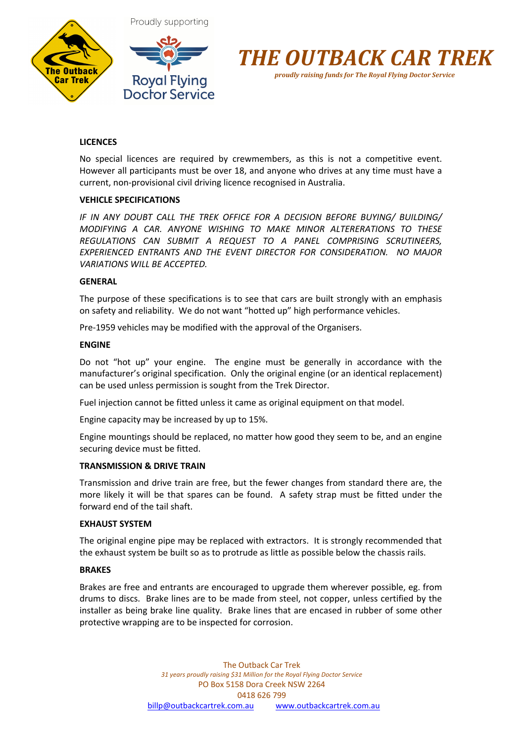#### LICENCES

No special licences are required by crewmembers, as this is not a competitive event. However all participants must be over 18, and anyone who drives at any time must have a current, non-provisional civil driving licence recognised in Australia.

#### VEHICLE SPECIFICATIONS

*IF IN ANY DOUBT CALL THE TREK OFFICE FOR A DECISION BEFORE BUYING/ BUILDING/ MODIFYING A CAR. ANYONE WISHING TO MAKE MINOR ALTERERATIONS TO THESE REGULATIONS CAN SUBMIT A REQUEST TO A PANEL COMPRISING SCRUTINEERS, EXPERIENCED ENTRANTS AND THE EVENT DIRECTOR FOR CONSIDERATION. NO MAJOR VARIATIONS WILL BE ACCEPTED.*

#### GENERAL

The purpose of these specifications is to see that cars are built strongly with an emphasis on safety and reliability. We do not want "hotted up" high performance vehicles.

Pre-1959 vehicles may be modified with the approval of the Organisers.

#### ENGINE

Do not "hot up" your engine. The engine must be generally in accordance with the manufacturer's original specification. Only the original engine (or an identical replacement) can be used unless permission is sought from the Trek Director.

Fuel injection cannot be fitted unless it came as original equipment on that model.

Engine capacity may be increased by up to 15%.

Engine mountings should be replaced, no matter how good they seem to be, and an engine securing device must be fitted.

#### TRANSMISSION & DRIVE TRAIN

Transmission and drive train are free, but the fewer changes from standard there are, the more likely it will be that spares can be found. A safety strap must be fitted under the forward end of the tail shaft.

#### EXHAUST SYSTEM

The original engine pipe may be replaced with extractors. It is strongly recommended that the exhaust system be built so as to protrude as little as possible below the chassis rails.

#### BRAKES

Brakes are free and entrants are encouraged to upgrade them wherever possible, eg. from drums to discs. Brake lines are to be made from steel, not copper, unless certified by the installer as being brake line quality. Brake lines that are encased in rubber of some other protective wrapping are to be inspected for corrosion.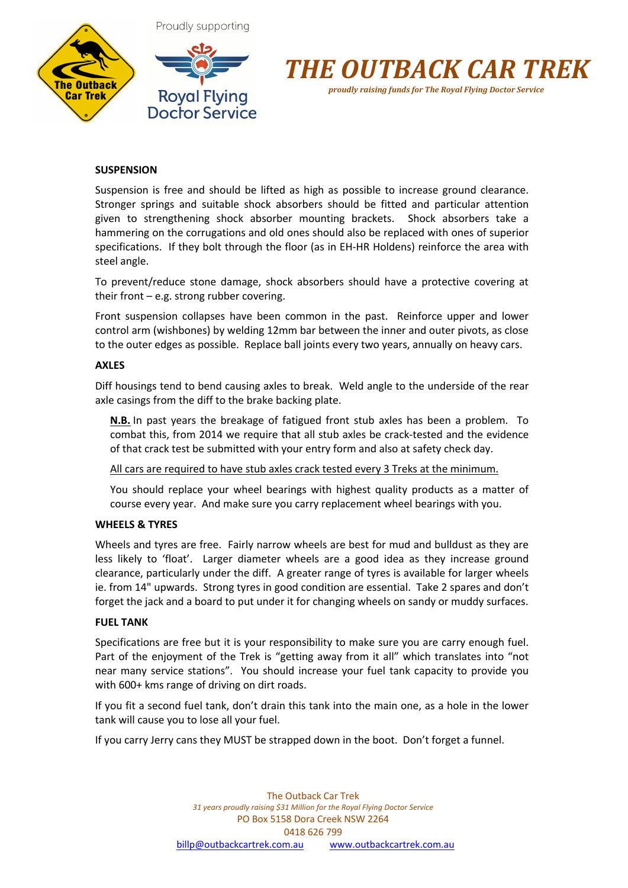# THE OUTBACK CAR TREK

*proudly raising funds for The Royal Flying Doctor Service*

### SUSPENSION

Suspension is free and should be lifted as high as possible to increase ground clearance. Stronger springs and suitable shock absorbers should be fitted and particular attention given to strengthening shock absorber mounting brackets. Shock absorbers take a hammering on the corrugations and old ones should also be replaced with ones of superior specifications. If they bolt through the floor (as in EH-HR Holdens) reinforce the area with steel angle.

To prevent/reduce stone damage, shock absorbers should have a protective covering at their front – e.g. strong rubber covering.

Front suspension collapses have been common in the past. Reinforce upper and lower control arm (wishbones) by welding 12mm bar between the inner and outer pivots, as close to the outer edges as possible. Replace ball joints every two years, annually on heavy cars.

### AXLES

Diff housings tend to bend causing axles to break. Weld angle to the underside of the rear axle casings from the diff to the brake backing plate.

> **N.B.** In past years the breakage of fatigued front stub axles has been a problem. To combat this, from 2014 we require that all stub axles be crack-tested and the evidence of that crack test be submitted with your entry form and also at safety check day.
>
> All cars are required to have stub axles crack tested every 3 Treks at the minimum.
>
> You should replace your wheel bearings with highest quality products as a matter of course every year. And make sure you carry replacement wheel bearings with you.

### WHEELS & TYRES

Wheels and tyres are free. Fairly narrow wheels are best for mud and bulldust as they are less likely to 'float'. Larger diameter wheels are a good idea as they increase ground clearance, particularly under the diff. A greater range of tyres is available for larger wheels ie. from 14" upwards. Strong tyres in good condition are essential. Take 2 spares and don't forget the jack and a board to put under it for changing wheels on sandy or muddy surfaces.

### FUEL TANK

Specifications are free but it is your responsibility to make sure you are carry enough fuel. Part of the enjoyment of the Trek is "getting away from it all" which translates into "not near many service stations". You should increase your fuel tank capacity to provide you with 600+ kms range of driving on dirt roads.

If you fit a second fuel tank, don't drain this tank into the main one, as a hole in the lower tank will cause you to lose all your fuel.

If you carry Jerry cans they MUST be strapped down in the boot. Don't forget a funnel.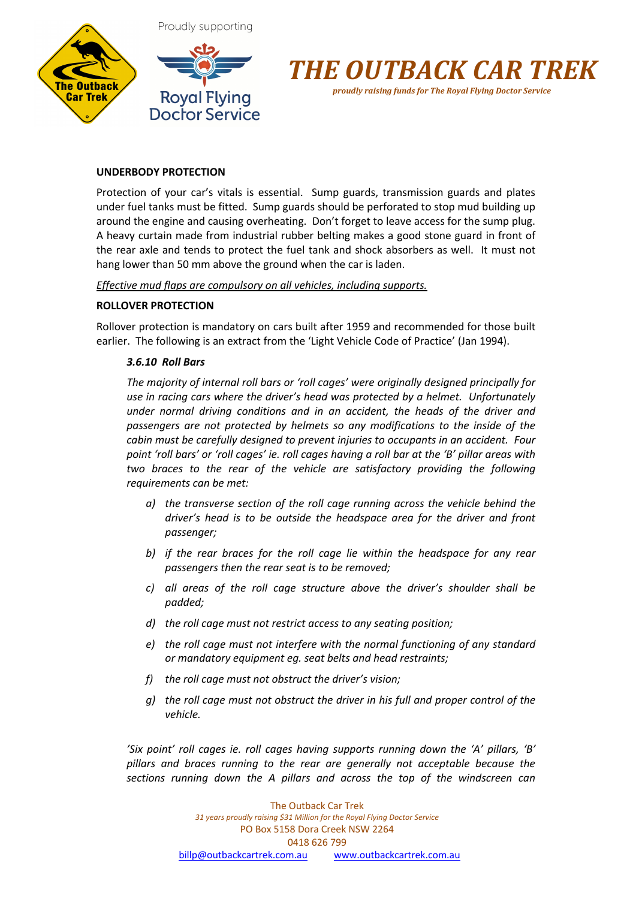## UNDERBODY PROTECTION

Protection of your car's vitals is essential. Sump guards, transmission guards and plates under fuel tanks must be fitted. Sump guards should be perforated to stop mud building up around the engine and causing overheating. Don't forget to leave access for the sump plug. A heavy curtain made from industrial rubber belting makes a good stone guard in front of the rear axle and tends to protect the fuel tank and shock absorbers as well. It must not hang lower than 50 mm above the ground when the car is laden.

<u>*Effective mud flaps are compulsory on all vehicles, including supports.*</u>

## ROLLOVER PROTECTION

Rollover protection is mandatory on cars built after 1959 and recommended for those built earlier. The following is an extract from the 'Light Vehicle Code of Practice' (Jan 1994).

> ***3.6.10 Roll Bars***
>
> *The majority of internal roll bars or 'roll cages' were originally designed principally for use in racing cars where the driver's head was protected by a helmet. Unfortunately under normal driving conditions and in an accident, the heads of the driver and passengers are not protected by helmets so any modifications to the inside of the cabin must be carefully designed to prevent injuries to occupants in an accident. Four point 'roll bars' or 'roll cages' ie. roll cages having a roll bar at the 'B' pillar areas with two braces to the rear of the vehicle are satisfactory providing the following requirements can be met:*
>
> *a) the transverse section of the roll cage running across the vehicle behind the driver's head is to be outside the headspace area for the driver and front passenger;*
>
> *b) if the rear braces for the roll cage lie within the headspace for any rear passengers then the rear seat is to be removed;*
>
> *c) all areas of the roll cage structure above the driver's shoulder shall be padded;*
>
> *d) the roll cage must not restrict access to any seating position;*
>
> *e) the roll cage must not interfere with the normal functioning of any standard or mandatory equipment eg. seat belts and head restraints;*
>
> *f) the roll cage must not obstruct the driver's vision;*
>
> *g) the roll cage must not obstruct the driver in his full and proper control of the vehicle.*
>
> *'Six point' roll cages ie. roll cages having supports running down the 'A' pillars, 'B' pillars and braces running to the rear are generally not acceptable because the sections running down the A pillars and across the top of the windscreen can*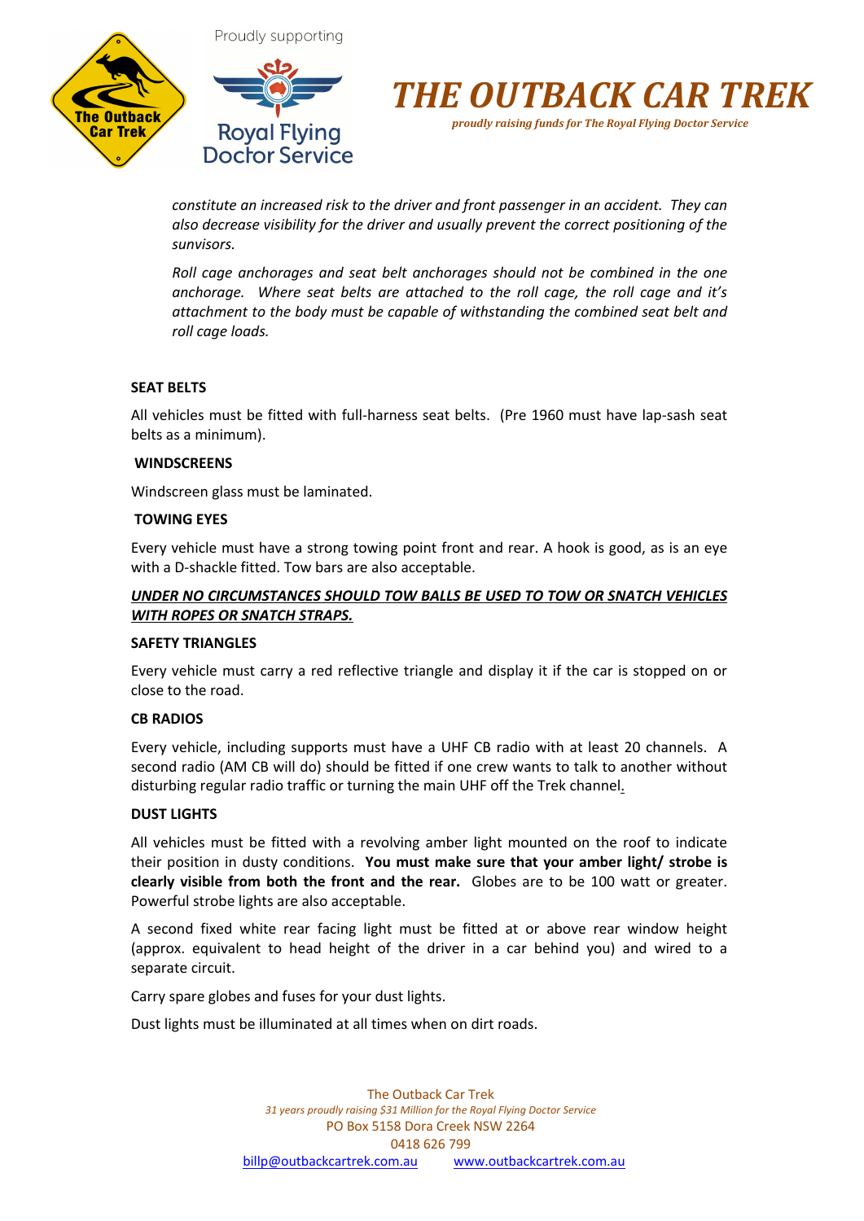*constitute an increased risk to the driver and front passenger in an accident. They can also decrease visibility for the driver and usually prevent the correct positioning of the sunvisors.*

*Roll cage anchorages and seat belt anchorages should not be combined in the one anchorage. Where seat belts are attached to the roll cage, the roll cage and it's attachment to the body must be capable of withstanding the combined seat belt and roll cage loads.*

**SEAT BELTS**

All vehicles must be fitted with full-harness seat belts. (Pre 1960 must have lap-sash seat belts as a minimum).

**WINDSCREENS**

Windscreen glass must be laminated.

**TOWING EYES**

Every vehicle must have a strong towing point front and rear. A hook is good, as is an eye with a D-shackle fitted. Tow bars are also acceptable.

***UNDER NO CIRCUMSTANCES SHOULD TOW BALLS BE USED TO TOW OR SNATCH VEHICLES WITH ROPES OR SNATCH STRAPS.***

**SAFETY TRIANGLES**

Every vehicle must carry a red reflective triangle and display it if the car is stopped on or close to the road.

**CB RADIOS**

Every vehicle, including supports must have a UHF CB radio with at least 20 channels. A second radio (AM CB will do) should be fitted if one crew wants to talk to another without disturbing regular radio traffic or turning the main UHF off the Trek channel.

**DUST LIGHTS**

All vehicles must be fitted with a revolving amber light mounted on the roof to indicate their position in dusty conditions. **You must make sure that your amber light/ strobe is clearly visible from both the front and the rear.** Globes are to be 100 watt or greater. Powerful strobe lights are also acceptable.

A second fixed white rear facing light must be fitted at or above rear window height (approx. equivalent to head height of the driver in a car behind you) and wired to a separate circuit.

Carry spare globes and fuses for your dust lights.

Dust lights must be illuminated at all times when on dirt roads.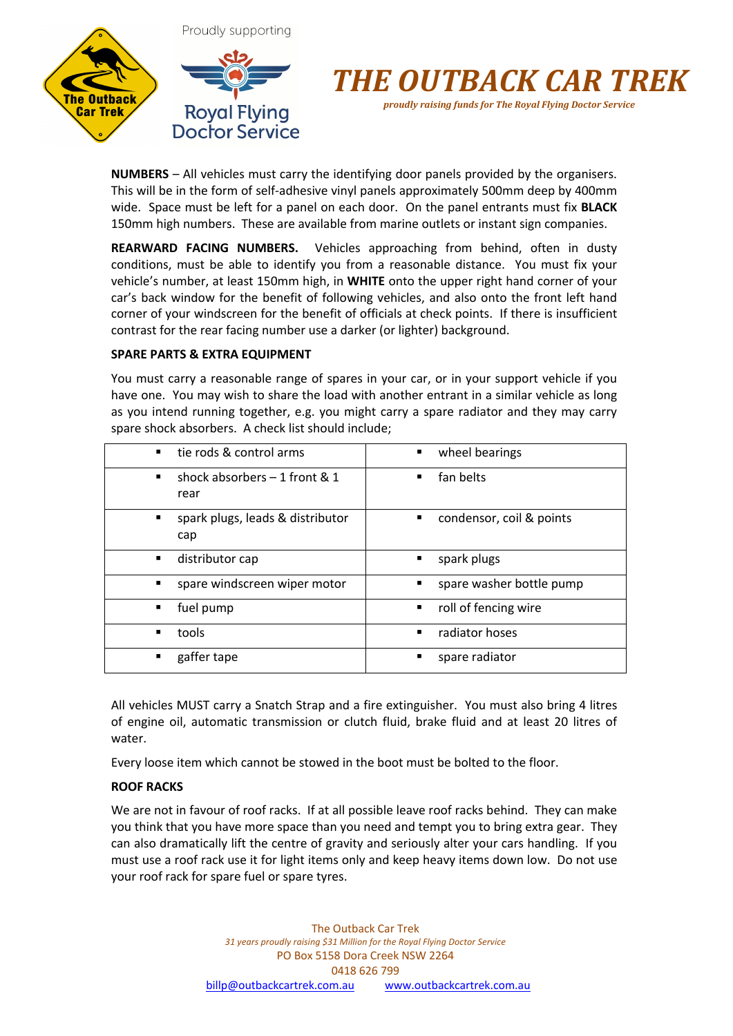**NUMBERS** – All vehicles must carry the identifying door panels provided by the organisers. This will be in the form of self-adhesive vinyl panels approximately 500mm deep by 400mm wide. Space must be left for a panel on each door. On the panel entrants must fix **BLACK** 150mm high numbers. These are available from marine outlets or instant sign companies.

**REARWARD FACING NUMBERS.** Vehicles approaching from behind, often in dusty conditions, must be able to identify you from a reasonable distance. You must fix your vehicle's number, at least 150mm high, in **WHITE** onto the upper right hand corner of your car's back window for the benefit of following vehicles, and also onto the front left hand corner of your windscreen for the benefit of officials at check points. If there is insufficient contrast for the rear facing number use a darker (or lighter) background.

**SPARE PARTS & EXTRA EQUIPMENT**

You must carry a reasonable range of spares in your car, or in your support vehicle if you have one. You may wish to share the load with another entrant in a similar vehicle as long as you intend running together, e.g. you might carry a spare radiator and they may carry spare shock absorbers. A check list should include;

| | |
|---|---|
| ▪ tie rods & control arms | ▪ wheel bearings |
| ▪ shock absorbers – 1 front & 1 rear | ▪ fan belts |
| ▪ spark plugs, leads & distributor cap | ▪ condensor, coil & points |
| ▪ distributor cap | ▪ spark plugs |
| ▪ spare windscreen wiper motor | ▪ spare washer bottle pump |
| ▪ fuel pump | ▪ roll of fencing wire |
| ▪ tools | ▪ radiator hoses |
| ▪ gaffer tape | ▪ spare radiator |

All vehicles MUST carry a Snatch Strap and a fire extinguisher. You must also bring 4 litres of engine oil, automatic transmission or clutch fluid, brake fluid and at least 20 litres of water.

Every loose item which cannot be stowed in the boot must be bolted to the floor.

**ROOF RACKS**

We are not in favour of roof racks. If at all possible leave roof racks behind. They can make you think that you have more space than you need and tempt you to bring extra gear. They can also dramatically lift the centre of gravity and seriously alter your cars handling. If you must use a roof rack use it for light items only and keep heavy items down low. Do not use your roof rack for spare fuel or spare tyres.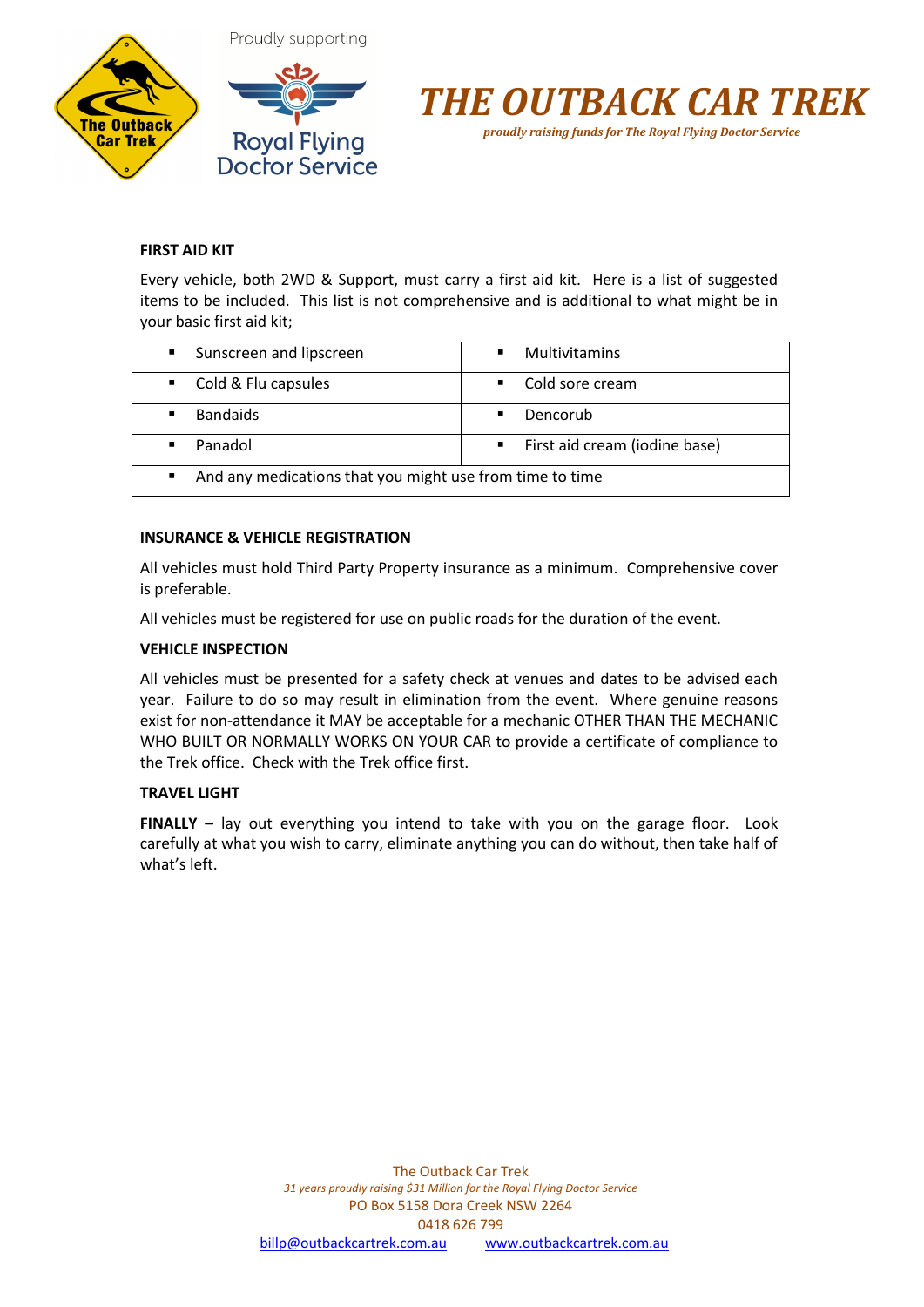# THE OUTBACK CAR TREK

*proudly raising funds for The Royal Flying Doctor Service*

**FIRST AID KIT**

Every vehicle, both 2WD & Support, must carry a first aid kit. Here is a list of suggested items to be included. This list is not comprehensive and is additional to what might be in your basic first aid kit;

| | |
|---|---|
| ▪ Sunscreen and lipscreen | ▪ Multivitamins |
| ▪ Cold & Flu capsules | ▪ Cold sore cream |
| ▪ Bandaids | ▪ Dencorub |
| ▪ Panadol | ▪ First aid cream (iodine base) |
| ▪ And any medications that you might use from time to time | |

**INSURANCE & VEHICLE REGISTRATION**

All vehicles must hold Third Party Property insurance as a minimum. Comprehensive cover is preferable.

All vehicles must be registered for use on public roads for the duration of the event.

**VEHICLE INSPECTION**

All vehicles must be presented for a safety check at venues and dates to be advised each year. Failure to do so may result in elimination from the event. Where genuine reasons exist for non-attendance it MAY be acceptable for a mechanic OTHER THAN THE MECHANIC WHO BUILT OR NORMALLY WORKS ON YOUR CAR to provide a certificate of compliance to the Trek office. Check with the Trek office first.

**TRAVEL LIGHT**

**FINALLY** – lay out everything you intend to take with you on the garage floor. Look carefully at what you wish to carry, eliminate anything you can do without, then take half of what's left.